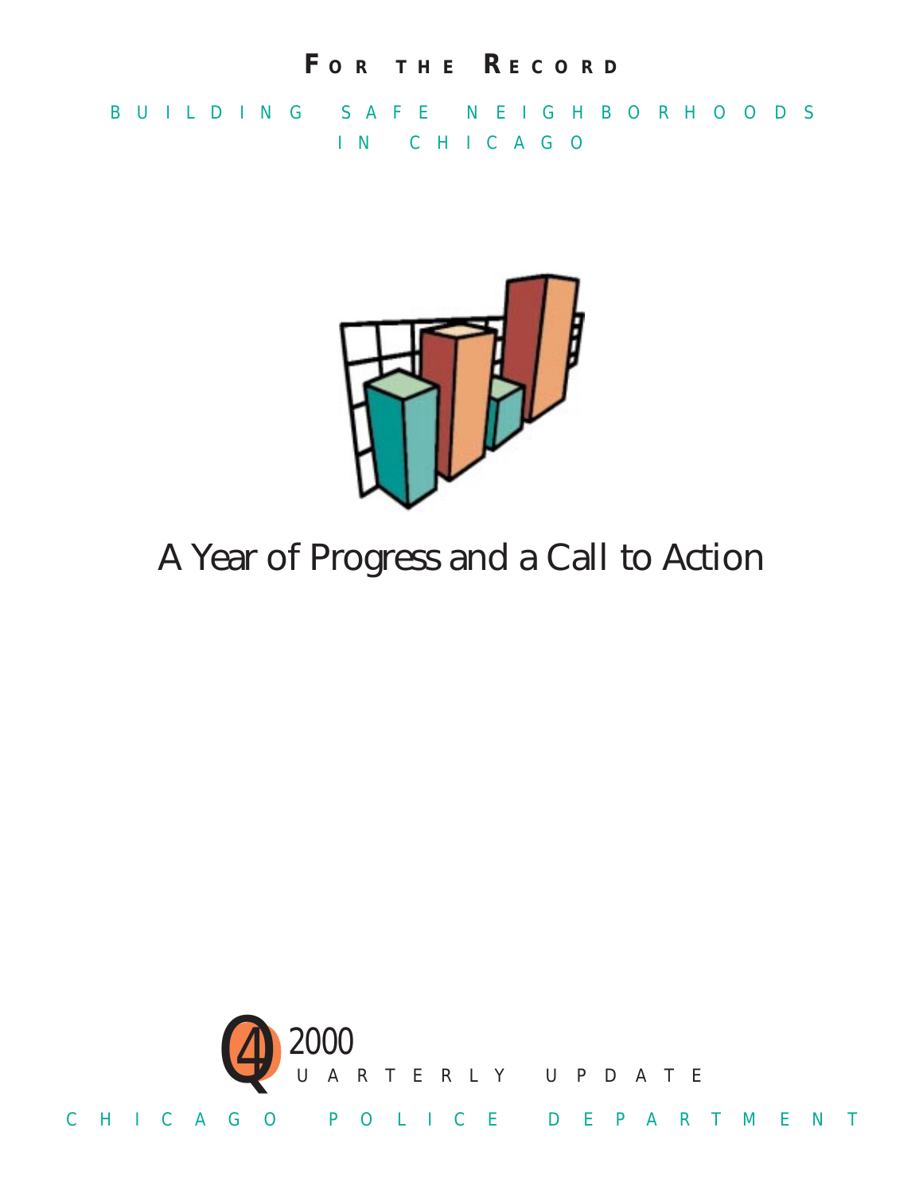# For the Record

BUILDING SAFE NEIGHBORHOODS IN CHICAGO

## A Year of Progress and a Call to Action

Q4 2000

QUARTERLY UPDATE

CHICAGO POLICE DEPARTMENT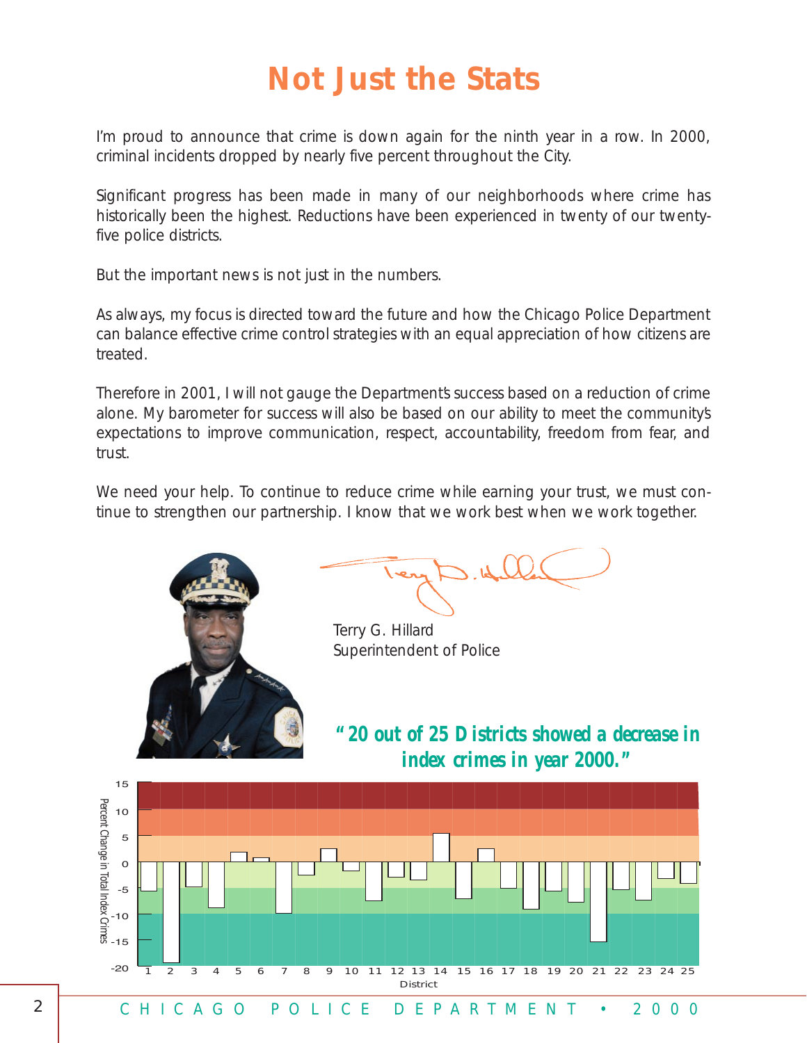# Not Just the Stats

I'm proud to announce that crime is down again for the ninth year in a row. In 2000, criminal incidents dropped by nearly five percent throughout the City.

Significant progress has been made in many of our neighborhoods where crime has historically been the highest. Reductions have been experienced in twenty of our twenty-five police districts.

But the important news is not just in the numbers.

As always, my focus is directed toward the future and how the Chicago Police Department can balance effective crime control strategies with an equal appreciation of how citizens are treated.

Therefore in 2001, I will not gauge the Department's success based on a reduction of crime alone. My barometer for success will also be based on our ability to meet the community's expectations to improve communication, respect, accountability, freedom from fear, and trust.

We need your help. To continue to reduce crime while earning your trust, we must continue to strengthen our partnership. I know that we work best when we work together.

Terry G. Hillard
Superintendent of Police

***"20 out of 25 Districts showed a decrease in index crimes in year 2000."***

Percent Change in Total Index Crimes

15
10
5
0
-5
-10
-15
-20

1 2 3 4 5 6 7 8 9 10 11 12 13 14 15 16 17 18 19 20 21 22 23 24 25

District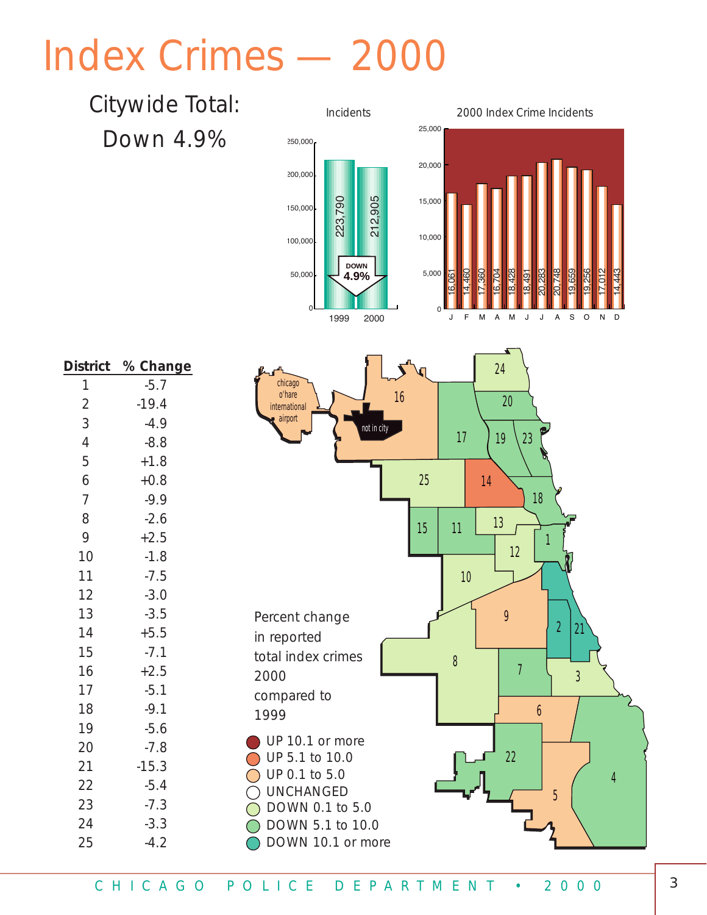# Index Crimes — 2000

## Citywide Total: Down 4.9%

Incidents

250,000
200,000
150,000
100,000
50,000
0

223,790
212,905

DOWN 4.9%

1999 2000

2000 Index Crime Incidents

25,000
20,000
15,000
10,000
5,000
0

16,061 14,460 17,360 16,704 18,428 18,491 20,283 20,748 19,659 19,256 17,012 14,443

J F M A M J J A S O N D

| District | % Change |
|---|---|
| 1 | -5.7 |
| 2 | -19.4 |
| 3 | -4.9 |
| 4 | -8.8 |
| 5 | +1.8 |
| 6 | +0.8 |
| 7 | -9.9 |
| 8 | -2.6 |
| 9 | +2.5 |
| 10 | -1.8 |
| 11 | -7.5 |
| 12 | -3.0 |
| 13 | -3.5 |
| 14 | +5.5 |
| 15 | -7.1 |
| 16 | +2.5 |
| 17 | -5.1 |
| 18 | -9.1 |
| 19 | -5.6 |
| 20 | -7.8 |
| 21 | -15.3 |
| 22 | -5.4 |
| 23 | -7.3 |
| 24 | -3.3 |
| 25 | -4.2 |

chicago o'hare international airport

not in city

Percent change in reported total index crimes 2000 compared to 1999

- UP 10.1 or more
- UP 5.1 to 10.0
- UP 0.1 to 5.0
- UNCHANGED
- DOWN 0.1 to 5.0
- DOWN 5.1 to 10.0
- DOWN 10.1 or more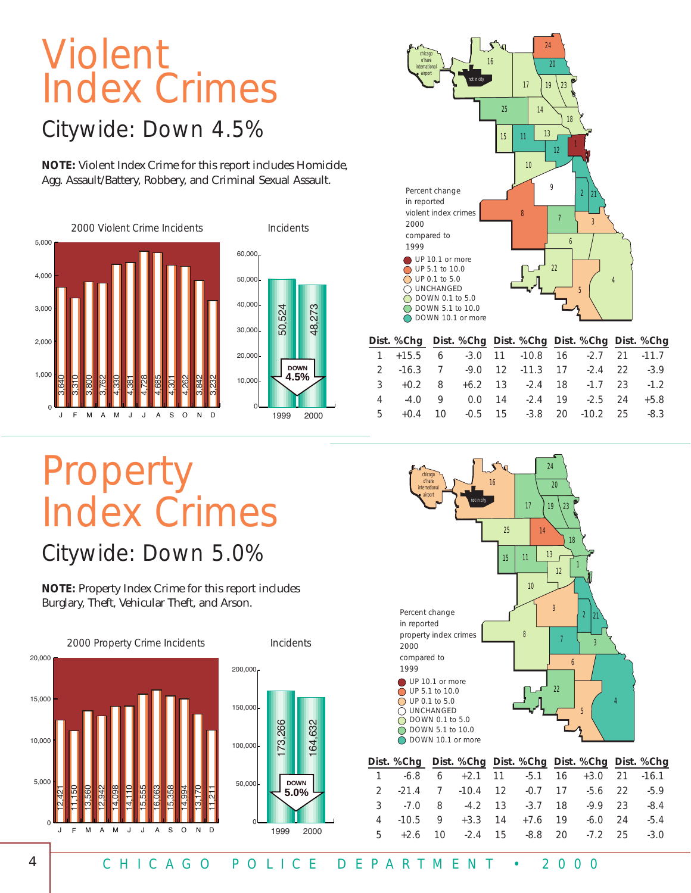# Violent Index Crimes

## Citywide: Down 4.5%

**NOTE:** Violent Index Crime for this report includes Homicide, Agg. Assault/Battery, Robbery, and Criminal Sexual Assault.

2000 Violent Crime Incidents

5,000
4,000
3,000
2,000
1,000
0

3,640 3,310 3,800 3,762 4,330 4,381 4,728 4,685 4,301 4,262 3,842 3,232

J F M A M J J A S O N D

Incidents

60,000
50,000
40,000
30,000
20,000
10,000
0

50,524 48,273

DOWN 4.5%

1999 2000

chicago o'hare international airport

not in city

Percent change in reported violent index crimes 2000 compared to 1999

- UP 10.1 or more
- UP 5.1 to 10.0
- UP 0.1 to 5.0
- UNCHANGED
- DOWN 0.1 to 5.0
- DOWN 5.1 to 10.0
- DOWN 10.1 or more

| Dist. | %Chg | Dist. | %Chg | Dist. | %Chg | Dist. | %Chg | Dist. | %Chg |
|---|---|---|---|---|---|---|---|---|---|
| 1 | +15.5 | 6 | -3.0 | 11 | -10.8 | 16 | -2.7 | 21 | -11.7 |
| 2 | -16.3 | 7 | -9.0 | 12 | -11.3 | 17 | -2.4 | 22 | -3.9 |
| 3 | +0.2 | 8 | +6.2 | 13 | -2.4 | 18 | -1.7 | 23 | -1.2 |
| 4 | -4.0 | 9 | 0.0 | 14 | -2.4 | 19 | -2.5 | 24 | +5.8 |
| 5 | +0.4 | 10 | -0.5 | 15 | -3.8 | 20 | -10.2 | 25 | -8.3 |

# Property Index Crimes

## Citywide: Down 5.0%

**NOTE:** Property Index Crime for this report includes Burglary, Theft, Vehicular Theft, and Arson.

2000 Property Crime Incidents

20,000
15,000
10,000
5,000
0

12,421 11,150 13,560 12,942 14,098 14,110 15,555 16,063 15,358 14,994 13,170 11,211

J F M A M J J A S O N D

Incidents

200,000
150,000
100,000
50,000
0

173,266 164,632

DOWN 5.0%

1999 2000

chicago o'hare international airport

not in city

Percent change in reported property index crimes 2000 compared to 1999

- UP 10.1 or more
- UP 5.1 to 10.0
- UP 0.1 to 5.0
- UNCHANGED
- DOWN 0.1 to 5.0
- DOWN 5.1 to 10.0
- DOWN 10.1 or more

| Dist. | %Chg | Dist. | %Chg | Dist. | %Chg | Dist. | %Chg | Dist. | %Chg |
|---|---|---|---|---|---|---|---|---|---|
| 1 | -6.8 | 6 | +2.1 | 11 | -5.1 | 16 | +3.0 | 21 | -16.1 |
| 2 | -21.4 | 7 | -10.4 | 12 | -0.7 | 17 | -5.6 | 22 | -5.9 |
| 3 | -7.0 | 8 | -4.2 | 13 | -3.7 | 18 | -9.9 | 23 | -8.4 |
| 4 | -10.5 | 9 | +3.3 | 14 | +7.6 | 19 | -6.0 | 24 | -5.4 |
| 5 | +2.6 | 10 | -2.4 | 15 | -8.8 | 20 | -7.2 | 25 | -3.0 |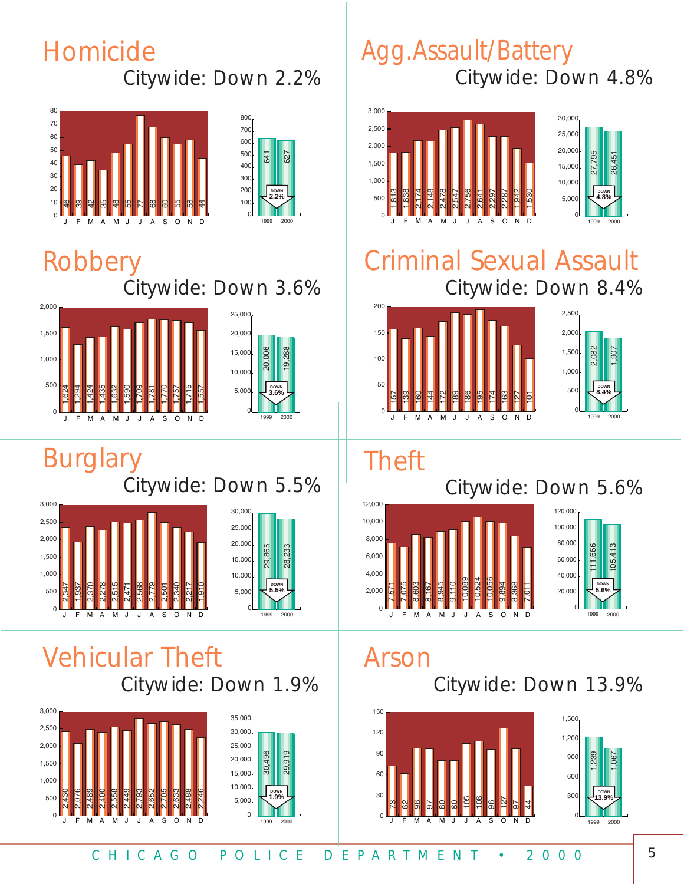## Homicide

Citywide: Down 2.2%

80
70
60
50
40
30
20
10
0

46 39 42 35 48 55 77 68 60 55 58 44

J F M A M J J A S O N D

800
700
600
500
400
300
200
100
0

641 627

DOWN 2.2%

1999 2000

## Agg.Assault/Battery

Citywide: Down 4.8%

3,000
2,500
2,000
1,500
1,000
500
0

1,813 1,838 2,174 2,148 2,478 2,547 2,756 2,641 2,297 2,287 1,942 1,530

J F M A M J J A S O N D

30,000
25,000
20,000
15,000
10,000
5,000
0

27,795 26,451

DOWN 4.8%

1999 2000

## Robbery

Citywide: Down 3.6%

2,000
1,500
1,000
500
0

1,624 1,294 1,424 1,435 1,632 1,590 1,709 1,781 1,770 1,757 1,715 1,557

J F M A M J J A S O N D

25,000
20,000
15,000
10,000
5,000
0

20,006 19,288

DOWN 3.6%

1999 2000

## Criminal Sexual Assault

Citywide: Down 8.4%

200
150
100
50
0

157 139 160 144 172 189 186 195 174 163 127 101

J F M A M J J A S O N D

2,500
2,000
1,500
1,000
500
0

2,082 1,907

DOWN 8.4%

1999 2000

## Burglary

Citywide: Down 5.5%

3,000
2,500
2,000
1,500
1,000
500
0

2,347 1,937 2,370 2,278 2,515 2,471 2,568 2,779 2,501 2,340 2,217 1,910

J F M A M J J A S O N D

30,000
25,000
20,000
15,000
10,000
5,000
0

29,865 28,233

DOWN 5.5%

1999 2000

## Theft

Citywide: Down 5.6%

12,000
10,000
8,000
6,000
4,000
2,000
0

7,571 7,075 8,603 8,167 8,945 9,110 10,089 10,524 10,056 9,894 8,368 7,011

J F M A M J J A S O N D

120,000
100,000
80,000
60,000
40,000
20,000
0

111,666 105,413

DOWN 5.6%

1999 2000

## Vehicular Theft

Citywide: Down 1.9%

3,000
2,500
2,000
1,500
1,000
500
0

2,430 2,076 2,489 2,400 2,558 2,449 2,793 2,652 2,705 2,633 2,488 2,246

J F M A M J J A S O N D

35,000
30,000
25,000
20,000
15,000
10,000
5,000
0

30,496 29,919

DOWN 1.9%

1999 2000

## Arson

Citywide: Down 13.9%

150
120
90
60
30
0

73 62 98 97 80 80 105 108 96 127 97 44

J F M A M J J A S O N D

1,500
1,200
900
600
300
0

1,239 1,067

DOWN 13.9%

1999 2000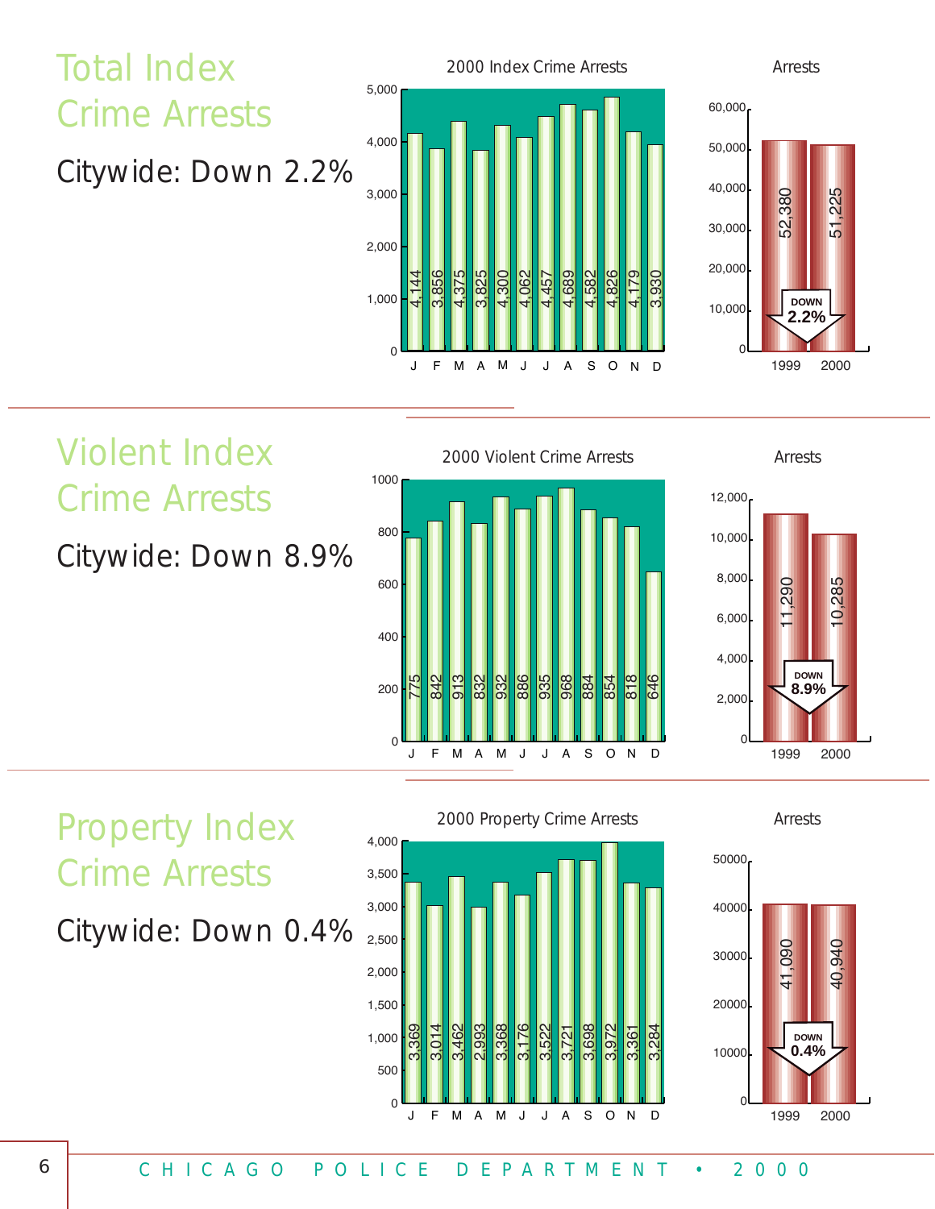## Total Index Crime Arrests

Citywide: Down 2.2%

2000 Index Crime Arrests

5,000
4,000
3,000
2,000
1,000
0

4,144
3,856
4,375
3,825
4,300
4,062
4,457
4,689
4,582
4,826
4,179
3,930

J F M A M J J A S O N D

Arrests

60,000
50,000
40,000
30,000
20,000
10,000
0

52,380
51,225

DOWN
2.2%

1999 2000

## Violent Index Crime Arrests

Citywide: Down 8.9%

2000 Violent Crime Arrests

1000
800
600
400
200
0

775
842
913
832
932
886
935
968
884
854
818
646

J F M A M J J A S O N D

Arrests

12,000
10,000
8,000
6,000
4,000
2,000
0

11,290
10,285

DOWN
8.9%

1999 2000

## Property Index Crime Arrests

Citywide: Down 0.4%

2000 Property Crime Arrests

4,000
3,500
3,000
2,500
2,000
1,500
1,000
500
0

3,369
3,014
3,462
2,993
3,368
3,176
3,522
3,721
3,698
3,972
3,361
3,284

J F M A M J J A S O N D

Arrests

50000
40000
30000
20000
10000
0

41,090
40,940

DOWN
0.4%

1999 2000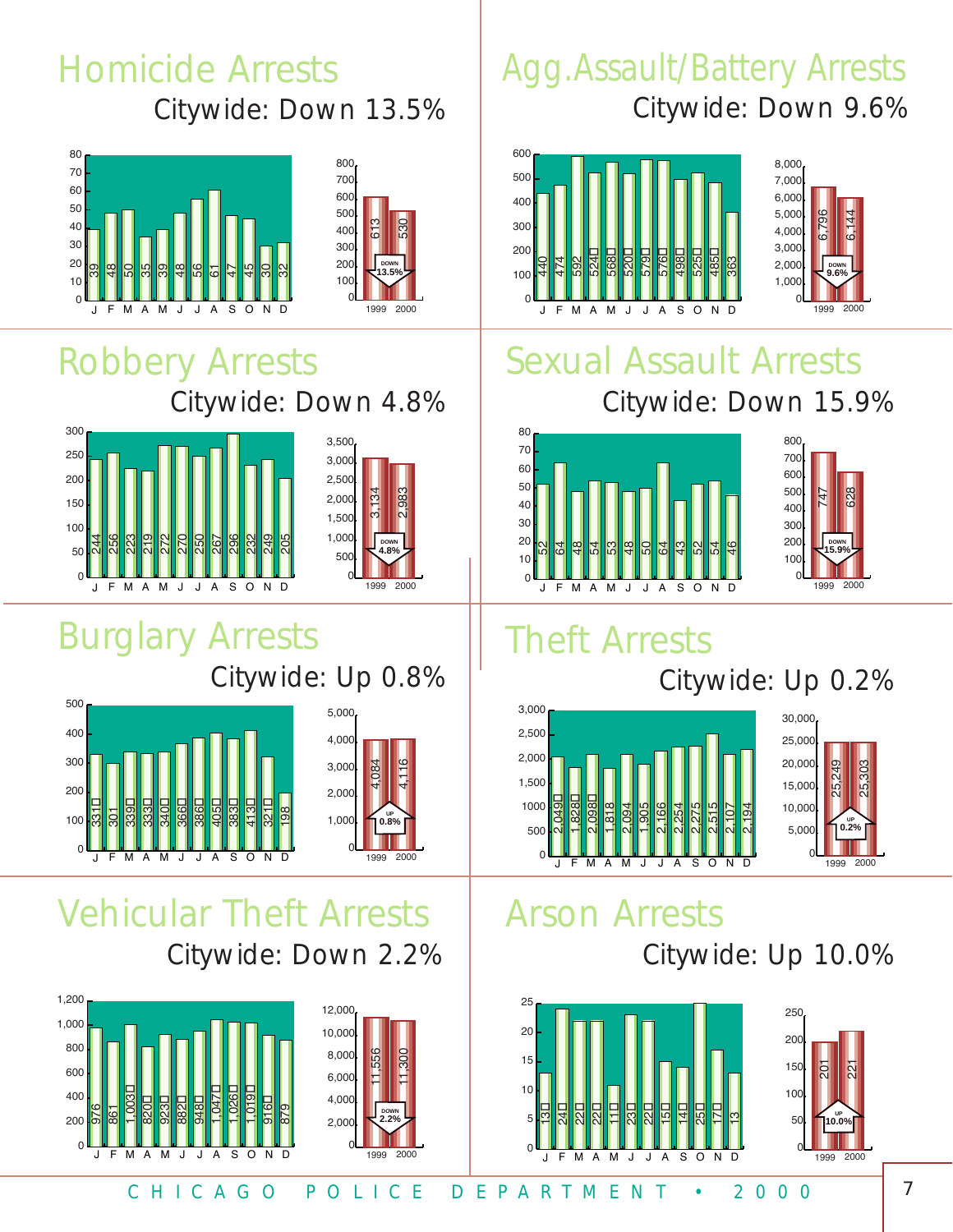## Homicide Arrests

Citywide: Down 13.5%

80 70 60 50 40 30 20 10 0

39 48 50 35 39 48 56 61 47 45 30 32

J F M A M J J A S O N D

800 700 600 500 400 300 200 100 0

613 530

DOWN 13.5%

1999 2000

## Agg.Assault/Battery Arrests

Citywide: Down 9.6%

600 500 400 300 200 100 0

440 474 592 524 568 520 579 576 498 525 485 363

J F M A M J J A S O N D

8,000 7,000 6,000 5,000 4,000 3,000 2,000 1,000 0

6,796 6,144

DOWN 9.6%

1999 2000

## Robbery Arrests

Citywide: Down 4.8%

300 250 200 150 100 50 0

244 256 223 219 272 270 250 267 296 232 249 205

J F M A M J J A S O N D

3,500 3,000 2,500 2,000 1,500 1,000 500 0

3,134 2,983

DOWN 4.8%

1999 2000

## Sexual Assault Arrests

Citywide: Down 15.9%

80 70 60 50 40 30 20 10 0

52 64 48 54 53 48 50 64 43 52 54 46

J F M A M J J A S O N D

800 700 600 500 400 300 200 100 0

747 628

DOWN 15.9%

1999 2000

## Burglary Arrests

Citywide: Up 0.8%

500 400 300 200 100 0

331 301 339 333 340 366 386 405 383 413 321 198

J F M A M J J A S O N D

5,000 4,000 3,000 2,000 1,000 0

4,084 4,116

UP 0.8%

1999 2000

## Theft Arrests

Citywide: Up 0.2%

3,000 2,500 2,000 1,500 1000 500 0

2,049 1,828 2,098 1,818 2,094 1,905 2,166 2,254 2,275 2,515 2,107 2,194

J F M A M J J A S O N D

30,000 25,000 20,000 15,000 10,000 5,000 0

25,249 25,303

UP 0.2%

1999 2000

## Vehicular Theft Arrests

Citywide: Down 2.2%

1,200 1,000 800 600 400 200 0

976 861 1,003 820 923 882 948 1,047 1,026 1,019 916 879

J F M A M J J A S O N D

12,000 10,000 8,000 6,000 4,000 2,000 0

11,556 11,300

DOWN 2.2%

1999 2000

## Arson Arrests

Citywide: Up 10.0%

25 20 15 10 5 0

13 24 22 22 11 23 22 15 14 25 17 13

J F M A M J J A S O N D

250 200 150 100 50 0

201 221

UP 10.0%

1999 2000

CHICAGO POLICE DEPARTMENT • 2000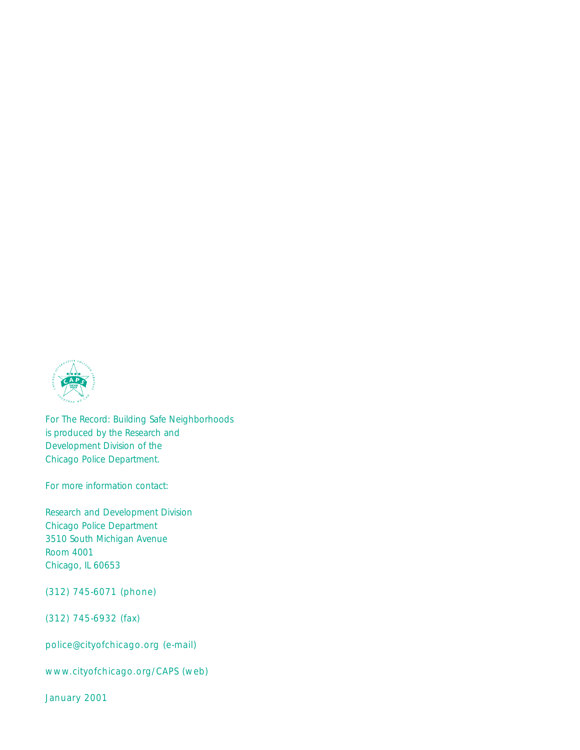For The Record: Building Safe Neighborhoods
is produced by the Research and
Development Division of the
Chicago Police Department.

For more information contact:

Research and Development Division
Chicago Police Department
3510 South Michigan Avenue
Room 4001
Chicago, IL 60653

(312) 745-6071 (phone)

(312) 745-6932 (fax)

police@cityofchicago.org (e-mail)

www.cityofchicago.org/CAPS (web)

January 2001